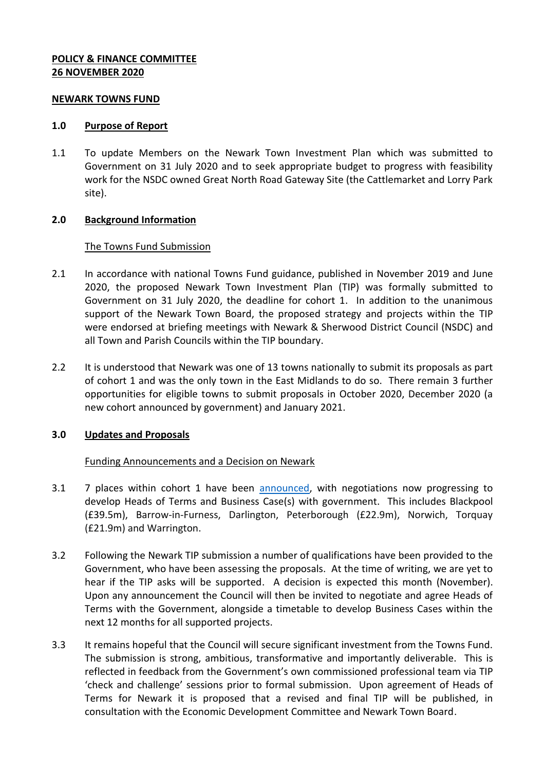**POLICY & FINANCE COMMITTEE**
**26 NOVEMBER 2020**

**NEWARK TOWNS FUND**

## 1.0 Purpose of Report

1.1 To update Members on the Newark Town Investment Plan which was submitted to Government on 31 July 2020 and to seek appropriate budget to progress with feasibility work for the NSDC owned Great North Road Gateway Site (the Cattlemarket and Lorry Park site).

## 2.0 Background Information

### The Towns Fund Submission

2.1 In accordance with national Towns Fund guidance, published in November 2019 and June 2020, the proposed Newark Town Investment Plan (TIP) was formally submitted to Government on 31 July 2020, the deadline for cohort 1. In addition to the unanimous support of the Newark Town Board, the proposed strategy and projects within the TIP were endorsed at briefing meetings with Newark & Sherwood District Council (NSDC) and all Town and Parish Councils within the TIP boundary.

2.2 It is understood that Newark was one of 13 towns nationally to submit its proposals as part of cohort 1 and was the only town in the East Midlands to do so. There remain 3 further opportunities for eligible towns to submit proposals in October 2020, December 2020 (a new cohort announced by government) and January 2021.

## 3.0 Updates and Proposals

### Funding Announcements and a Decision on Newark

3.1 7 places within cohort 1 have been announced, with negotiations now progressing to develop Heads of Terms and Business Case(s) with government. This includes Blackpool (£39.5m), Barrow-in-Furness, Darlington, Peterborough (£22.9m), Norwich, Torquay (£21.9m) and Warrington.

3.2 Following the Newark TIP submission a number of qualifications have been provided to the Government, who have been assessing the proposals. At the time of writing, we are yet to hear if the TIP asks will be supported. A decision is expected this month (November). Upon any announcement the Council will then be invited to negotiate and agree Heads of Terms with the Government, alongside a timetable to develop Business Cases within the next 12 months for all supported projects.

3.3 It remains hopeful that the Council will secure significant investment from the Towns Fund. The submission is strong, ambitious, transformative and importantly deliverable. This is reflected in feedback from the Government's own commissioned professional team via TIP 'check and challenge' sessions prior to formal submission. Upon agreement of Heads of Terms for Newark it is proposed that a revised and final TIP will be published, in consultation with the Economic Development Committee and Newark Town Board.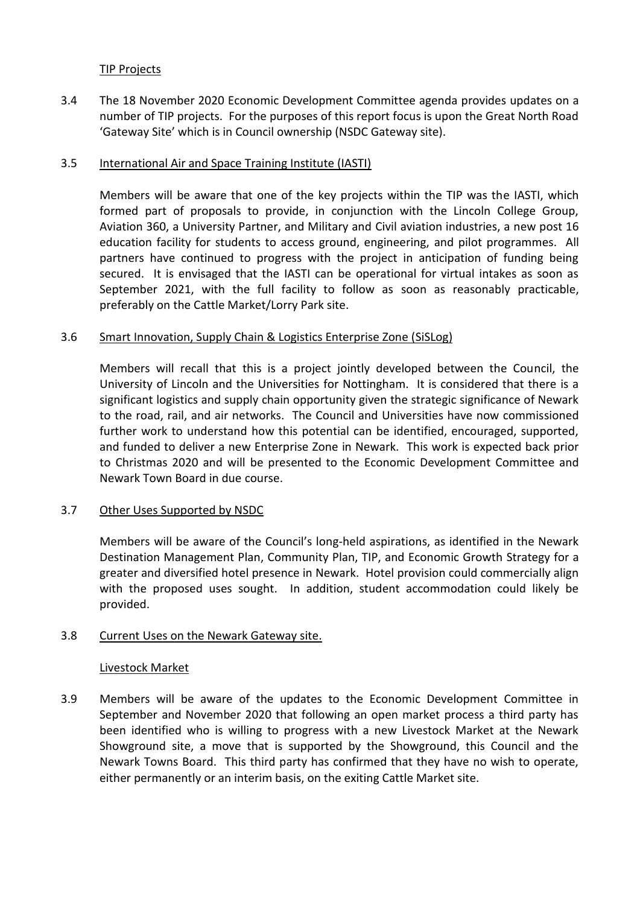TIP Projects

3.4 The 18 November 2020 Economic Development Committee agenda provides updates on a number of TIP projects. For the purposes of this report focus is upon the Great North Road 'Gateway Site' which is in Council ownership (NSDC Gateway site).

3.5 International Air and Space Training Institute (IASTI)

Members will be aware that one of the key projects within the TIP was the IASTI, which formed part of proposals to provide, in conjunction with the Lincoln College Group, Aviation 360, a University Partner, and Military and Civil aviation industries, a new post 16 education facility for students to access ground, engineering, and pilot programmes. All partners have continued to progress with the project in anticipation of funding being secured. It is envisaged that the IASTI can be operational for virtual intakes as soon as September 2021, with the full facility to follow as soon as reasonably practicable, preferably on the Cattle Market/Lorry Park site.

3.6 Smart Innovation, Supply Chain & Logistics Enterprise Zone (SiSLog)

Members will recall that this is a project jointly developed between the Council, the University of Lincoln and the Universities for Nottingham. It is considered that there is a significant logistics and supply chain opportunity given the strategic significance of Newark to the road, rail, and air networks. The Council and Universities have now commissioned further work to understand how this potential can be identified, encouraged, supported, and funded to deliver a new Enterprise Zone in Newark. This work is expected back prior to Christmas 2020 and will be presented to the Economic Development Committee and Newark Town Board in due course.

3.7 Other Uses Supported by NSDC

Members will be aware of the Council's long-held aspirations, as identified in the Newark Destination Management Plan, Community Plan, TIP, and Economic Growth Strategy for a greater and diversified hotel presence in Newark. Hotel provision could commercially align with the proposed uses sought. In addition, student accommodation could likely be provided.

3.8 Current Uses on the Newark Gateway site.

Livestock Market

3.9 Members will be aware of the updates to the Economic Development Committee in September and November 2020 that following an open market process a third party has been identified who is willing to progress with a new Livestock Market at the Newark Showground site, a move that is supported by the Showground, this Council and the Newark Towns Board. This third party has confirmed that they have no wish to operate, either permanently or an interim basis, on the exiting Cattle Market site.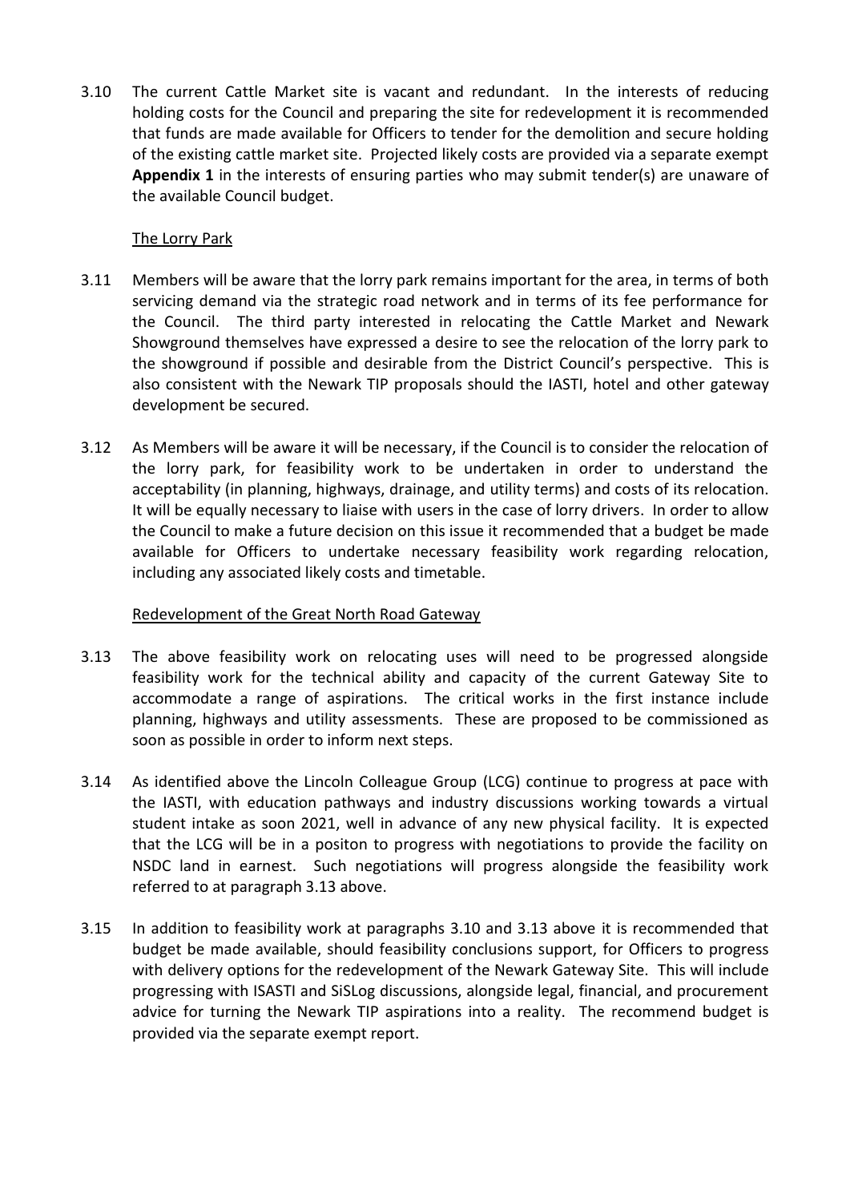3.10 The current Cattle Market site is vacant and redundant. In the interests of reducing holding costs for the Council and preparing the site for redevelopment it is recommended that funds are made available for Officers to tender for the demolition and secure holding of the existing cattle market site. Projected likely costs are provided via a separate exempt **Appendix 1** in the interests of ensuring parties who may submit tender(s) are unaware of the available Council budget.

The Lorry Park

3.11 Members will be aware that the lorry park remains important for the area, in terms of both servicing demand via the strategic road network and in terms of its fee performance for the Council. The third party interested in relocating the Cattle Market and Newark Showground themselves have expressed a desire to see the relocation of the lorry park to the showground if possible and desirable from the District Council's perspective. This is also consistent with the Newark TIP proposals should the IASTI, hotel and other gateway development be secured.

3.12 As Members will be aware it will be necessary, if the Council is to consider the relocation of the lorry park, for feasibility work to be undertaken in order to understand the acceptability (in planning, highways, drainage, and utility terms) and costs of its relocation. It will be equally necessary to liaise with users in the case of lorry drivers. In order to allow the Council to make a future decision on this issue it recommended that a budget be made available for Officers to undertake necessary feasibility work regarding relocation, including any associated likely costs and timetable.

Redevelopment of the Great North Road Gateway

3.13 The above feasibility work on relocating uses will need to be progressed alongside feasibility work for the technical ability and capacity of the current Gateway Site to accommodate a range of aspirations. The critical works in the first instance include planning, highways and utility assessments. These are proposed to be commissioned as soon as possible in order to inform next steps.

3.14 As identified above the Lincoln Colleague Group (LCG) continue to progress at pace with the IASTI, with education pathways and industry discussions working towards a virtual student intake as soon 2021, well in advance of any new physical facility. It is expected that the LCG will be in a positon to progress with negotiations to provide the facility on NSDC land in earnest. Such negotiations will progress alongside the feasibility work referred to at paragraph 3.13 above.

3.15 In addition to feasibility work at paragraphs 3.10 and 3.13 above it is recommended that budget be made available, should feasibility conclusions support, for Officers to progress with delivery options for the redevelopment of the Newark Gateway Site. This will include progressing with ISASTI and SiSLog discussions, alongside legal, financial, and procurement advice for turning the Newark TIP aspirations into a reality. The recommend budget is provided via the separate exempt report.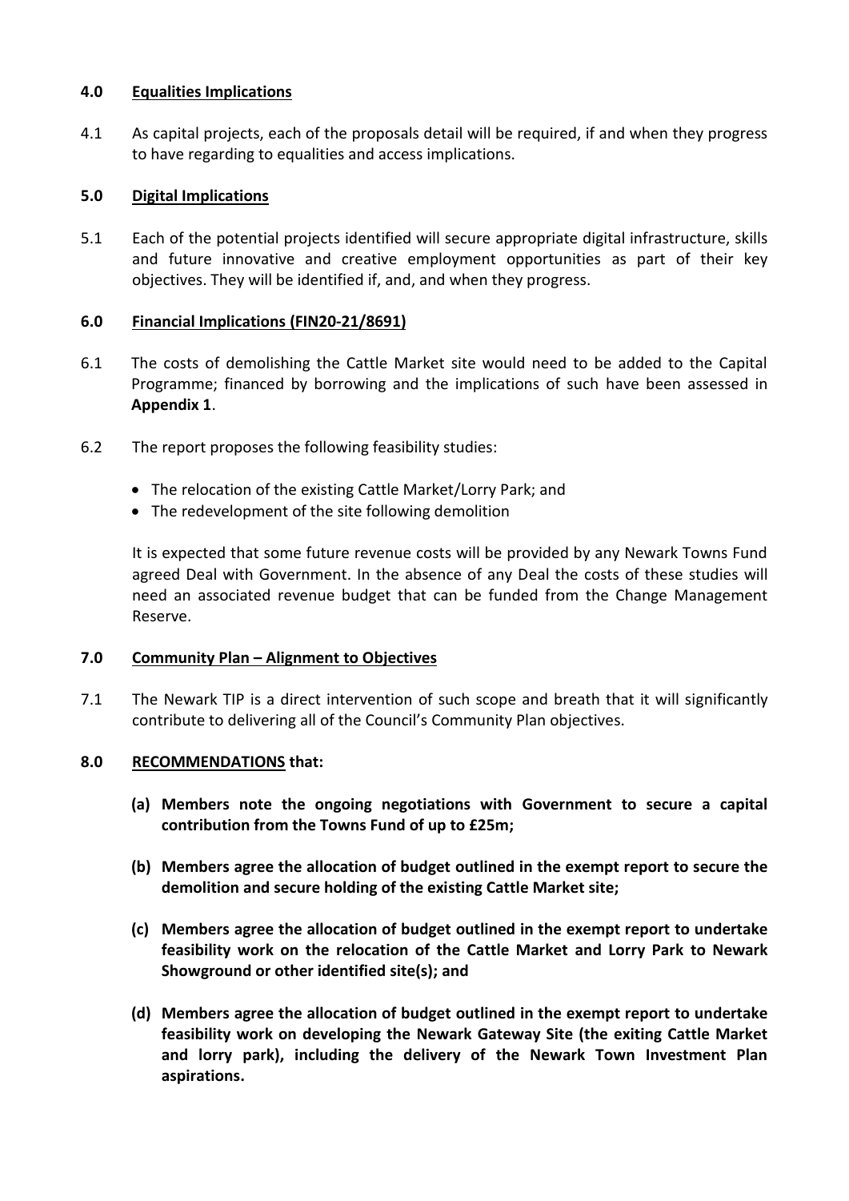## 4.0 Equalities Implications

4.1 As capital projects, each of the proposals detail will be required, if and when they progress to have regarding to equalities and access implications.

## 5.0 Digital Implications

5.1 Each of the potential projects identified will secure appropriate digital infrastructure, skills and future innovative and creative employment opportunities as part of their key objectives. They will be identified if, and, and when they progress.

## 6.0 Financial Implications (FIN20-21/8691)

6.1 The costs of demolishing the Cattle Market site would need to be added to the Capital Programme; financed by borrowing and the implications of such have been assessed in **Appendix 1**.

6.2 The report proposes the following feasibility studies:

- The relocation of the existing Cattle Market/Lorry Park; and
- The redevelopment of the site following demolition

It is expected that some future revenue costs will be provided by any Newark Towns Fund agreed Deal with Government. In the absence of any Deal the costs of these studies will need an associated revenue budget that can be funded from the Change Management Reserve.

## 7.0 Community Plan – Alignment to Objectives

7.1 The Newark TIP is a direct intervention of such scope and breath that it will significantly contribute to delivering all of the Council's Community Plan objectives.

## 8.0 RECOMMENDATIONS that:

**(a) Members note the ongoing negotiations with Government to secure a capital contribution from the Towns Fund of up to £25m;**

**(b) Members agree the allocation of budget outlined in the exempt report to secure the demolition and secure holding of the existing Cattle Market site;**

**(c) Members agree the allocation of budget outlined in the exempt report to undertake feasibility work on the relocation of the Cattle Market and Lorry Park to Newark Showground or other identified site(s); and**

**(d) Members agree the allocation of budget outlined in the exempt report to undertake feasibility work on developing the Newark Gateway Site (the exiting Cattle Market and lorry park), including the delivery of the Newark Town Investment Plan aspirations.**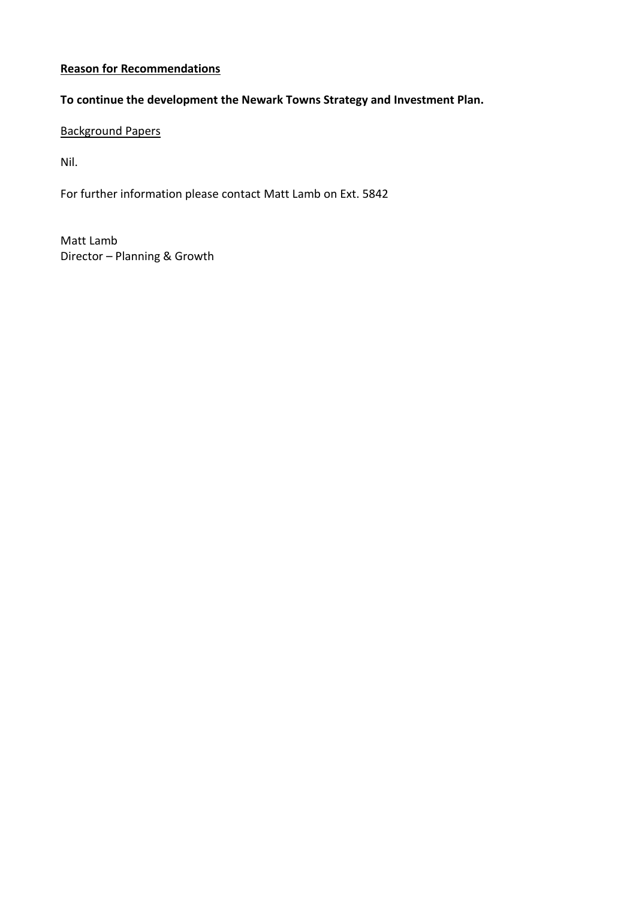**Reason for Recommendations**

**To continue the development the Newark Towns Strategy and Investment Plan.**

Background Papers

Nil.

For further information please contact Matt Lamb on Ext. 5842

Matt Lamb
Director – Planning & Growth